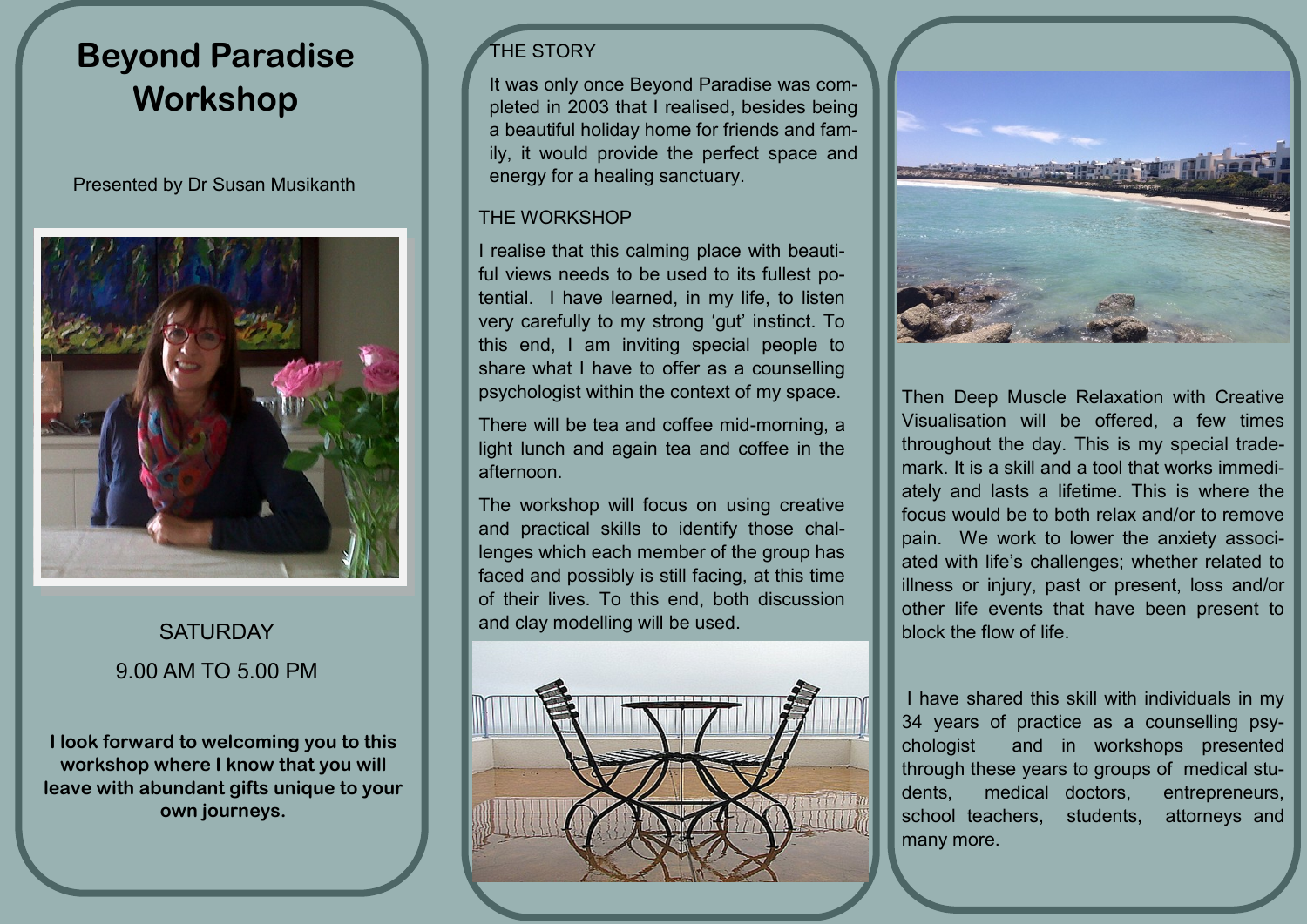# Beyond Paradise Workshop

Presented by Dr Susan Musikanth

SATURDAY

9.00 AM TO 5.00 PM

**I look forward to welcoming you to this workshop where I know that you will leave with abundant gifts unique to your own journeys.**

## THE STORY

It was only once Beyond Paradise was completed in 2003 that I realised, besides being a beautiful holiday home for friends and family, it would provide the perfect space and energy for a healing sanctuary.

## THE WORKSHOP

I realise that this calming place with beautiful views needs to be used to its fullest potential. I have learned, in my life, to listen very carefully to my strong 'gut' instinct. To this end, I am inviting special people to share what I have to offer as a counselling psychologist within the context of my space.

There will be tea and coffee mid-morning, a light lunch and again tea and coffee in the afternoon.

The workshop will focus on using creative and practical skills to identify those challenges which each member of the group has faced and possibly is still facing, at this time of their lives. To this end, both discussion and clay modelling will be used.

Then Deep Muscle Relaxation with Creative Visualisation will be offered, a few times throughout the day. This is my special trademark. It is a skill and a tool that works immediately and lasts a lifetime. This is where the focus would be to both relax and/or to remove pain. We work to lower the anxiety associated with life's challenges; whether related to illness or injury, past or present, loss and/or other life events that have been present to block the flow of life.

I have shared this skill with individuals in my 34 years of practice as a counselling psychologist and in workshops presented through these years to groups of medical students, medical doctors, entrepreneurs, school teachers, students, attorneys and many more.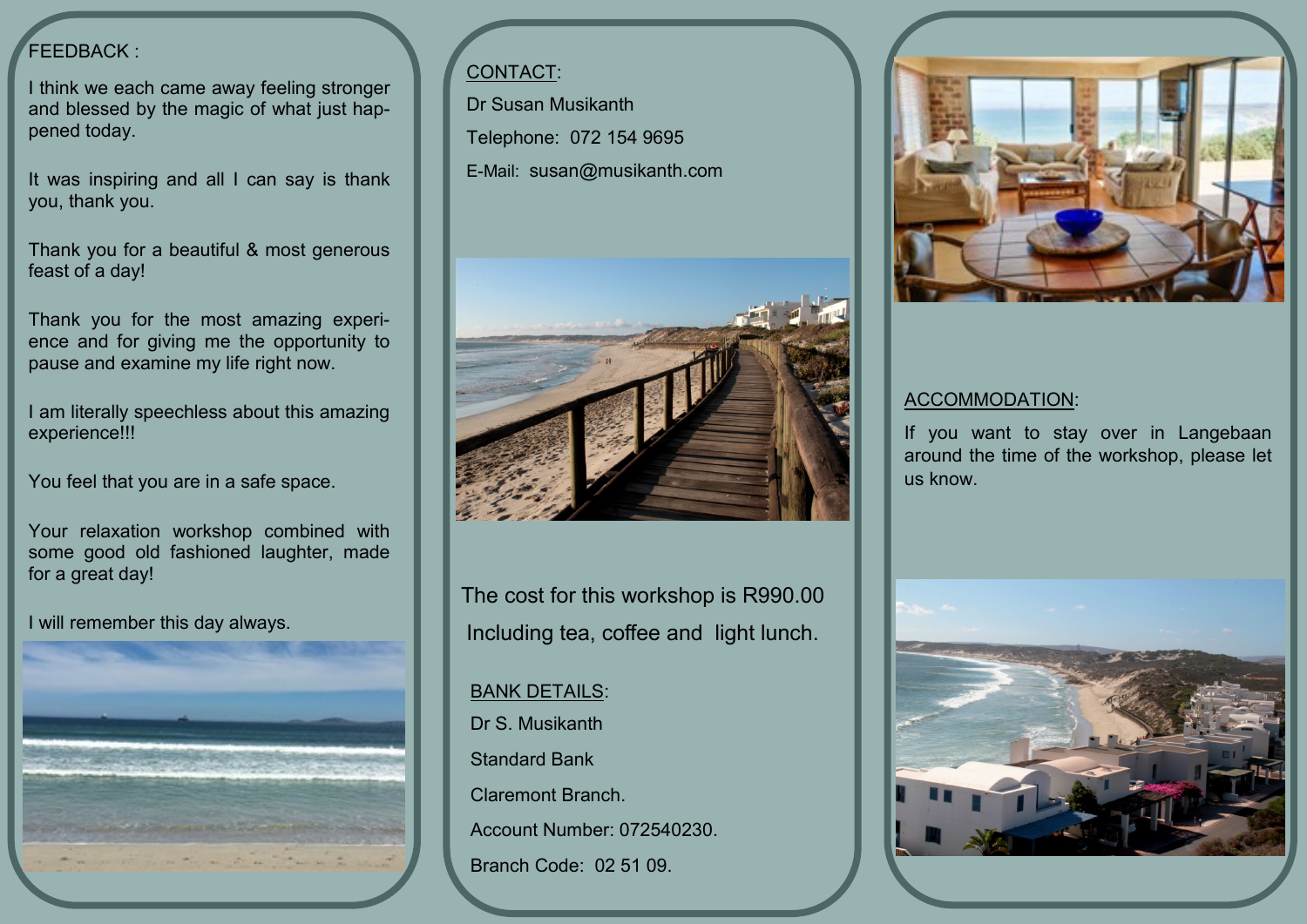FEEDBACK :

I think we each came away feeling stronger and blessed by the magic of what just happened today.

It was inspiring and all I can say is thank you, thank you.

Thank you for a beautiful & most generous feast of a day!

Thank you for the most amazing experience and for giving me the opportunity to pause and examine my life right now.

I am literally speechless about this amazing experience!!!

You feel that you are in a safe space.

Your relaxation workshop combined with some good old fashioned laughter, made for a great day!

I will remember this day always.

CONTACT:

Dr Susan Musikanth

Telephone: 072 154 9695

E-Mail: susan@musikanth.com

The cost for this workshop is R990.00

Including tea, coffee and light lunch.

BANK DETAILS:

Dr S. Musikanth

Standard Bank

Claremont Branch.

Account Number: 072540230.

Branch Code: 02 51 09.

ACCOMMODATION:

If you want to stay over in Langebaan around the time of the workshop, please let us know.